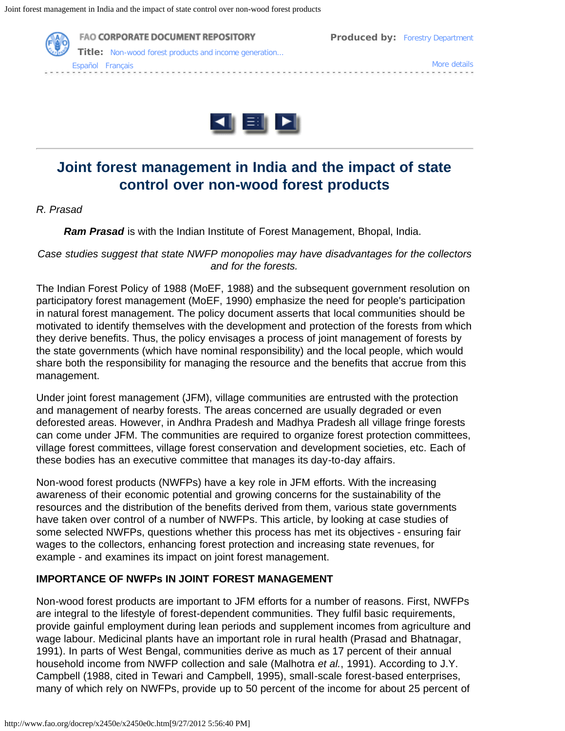# Joint forest management in India and the impact of state control over non-wood forest products

*R. Prasad*

***Ram Prasad*** is with the Indian Institute of Forest Management, Bhopal, India.

*Case studies suggest that state NWFP monopolies may have disadvantages for the collectors and for the forests.*

The Indian Forest Policy of 1988 (MoEF, 1988) and the subsequent government resolution on participatory forest management (MoEF, 1990) emphasize the need for people's participation in natural forest management. The policy document asserts that local communities should be motivated to identify themselves with the development and protection of the forests from which they derive benefits. Thus, the policy envisages a process of joint management of forests by the state governments (which have nominal responsibility) and the local people, which would share both the responsibility for managing the resource and the benefits that accrue from this management.

Under joint forest management (JFM), village communities are entrusted with the protection and management of nearby forests. The areas concerned are usually degraded or even deforested areas. However, in Andhra Pradesh and Madhya Pradesh all village fringe forests can come under JFM. The communities are required to organize forest protection committees, village forest committees, village forest conservation and development societies, etc. Each of these bodies has an executive committee that manages its day-to-day affairs.

Non-wood forest products (NWFPs) have a key role in JFM efforts. With the increasing awareness of their economic potential and growing concerns for the sustainability of the resources and the distribution of the benefits derived from them, various state governments have taken over control of a number of NWFPs. This article, by looking at case studies of some selected NWFPs, questions whether this process has met its objectives - ensuring fair wages to the collectors, enhancing forest protection and increasing state revenues, for example - and examines its impact on joint forest management.

**IMPORTANCE OF NWFPs IN JOINT FOREST MANAGEMENT**

Non-wood forest products are important to JFM efforts for a number of reasons. First, NWFPs are integral to the lifestyle of forest-dependent communities. They fulfil basic requirements, provide gainful employment during lean periods and supplement incomes from agriculture and wage labour. Medicinal plants have an important role in rural health (Prasad and Bhatnagar, 1991). In parts of West Bengal, communities derive as much as 17 percent of their annual household income from NWFP collection and sale (Malhotra *et al.*, 1991). According to J.Y. Campbell (1988, cited in Tewari and Campbell, 1995), small-scale forest-based enterprises, many of which rely on NWFPs, provide up to 50 percent of the income for about 25 percent of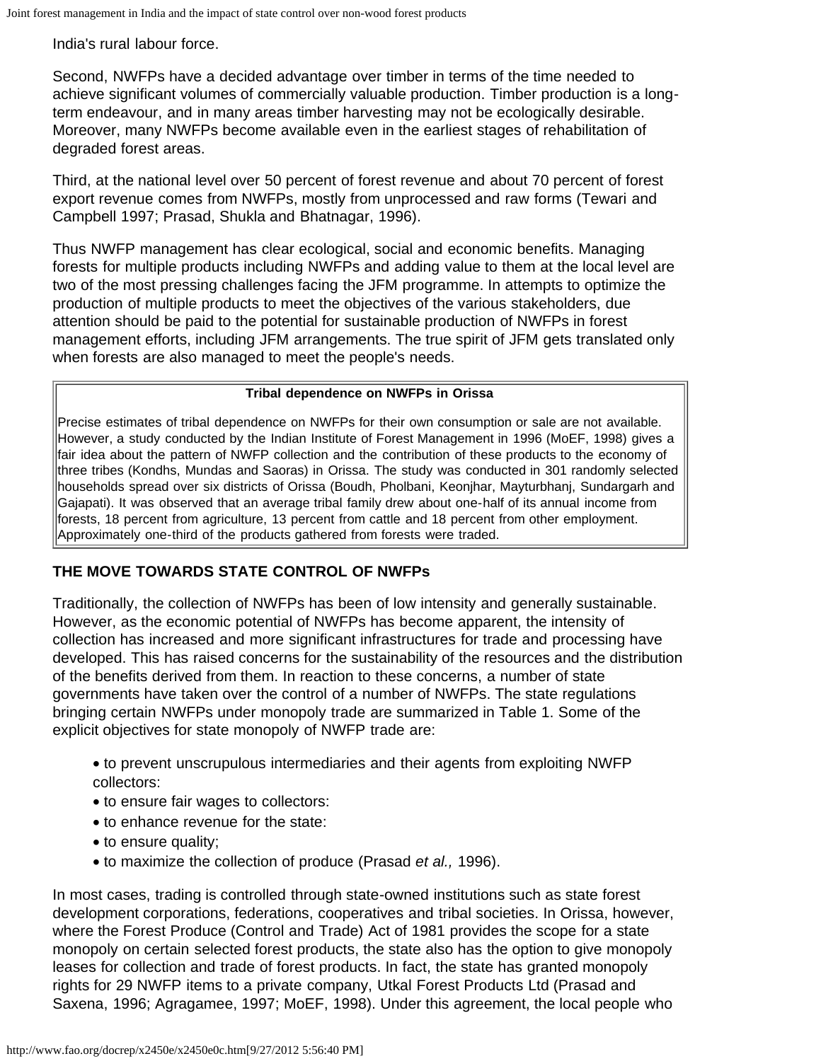India's rural labour force.

Second, NWFPs have a decided advantage over timber in terms of the time needed to achieve significant volumes of commercially valuable production. Timber production is a long-term endeavour, and in many areas timber harvesting may not be ecologically desirable. Moreover, many NWFPs become available even in the earliest stages of rehabilitation of degraded forest areas.

Third, at the national level over 50 percent of forest revenue and about 70 percent of forest export revenue comes from NWFPs, mostly from unprocessed and raw forms (Tewari and Campbell 1997; Prasad, Shukla and Bhatnagar, 1996).

Thus NWFP management has clear ecological, social and economic benefits. Managing forests for multiple products including NWFPs and adding value to them at the local level are two of the most pressing challenges facing the JFM programme. In attempts to optimize the production of multiple products to meet the objectives of the various stakeholders, due attention should be paid to the potential for sustainable production of NWFPs in forest management efforts, including JFM arrangements. The true spirit of JFM gets translated only when forests are also managed to meet the people's needs.

**Tribal dependence on NWFPs in Orissa**

Precise estimates of tribal dependence on NWFPs for their own consumption or sale are not available. However, a study conducted by the Indian Institute of Forest Management in 1996 (MoEF, 1998) gives a fair idea about the pattern of NWFP collection and the contribution of these products to the economy of three tribes (Kondhs, Mundas and Saoras) in Orissa. The study was conducted in 301 randomly selected households spread over six districts of Orissa (Boudh, Pholbani, Keonjhar, Mayturbhanj, Sundargarh and Gajapati). It was observed that an average tribal family drew about one-half of its annual income from forests, 18 percent from agriculture, 13 percent from cattle and 18 percent from other employment. Approximately one-third of the products gathered from forests were traded.

## THE MOVE TOWARDS STATE CONTROL OF NWFPs

Traditionally, the collection of NWFPs has been of low intensity and generally sustainable. However, as the economic potential of NWFPs has become apparent, the intensity of collection has increased and more significant infrastructures for trade and processing have developed. This has raised concerns for the sustainability of the resources and the distribution of the benefits derived from them. In reaction to these concerns, a number of state governments have taken over the control of a number of NWFPs. The state regulations bringing certain NWFPs under monopoly trade are summarized in Table 1. Some of the explicit objectives for state monopoly of NWFP trade are:

- to prevent unscrupulous intermediaries and their agents from exploiting NWFP collectors:
- to ensure fair wages to collectors:
- to enhance revenue for the state:
- to ensure quality;
- to maximize the collection of produce (Prasad *et al.,* 1996).

In most cases, trading is controlled through state-owned institutions such as state forest development corporations, federations, cooperatives and tribal societies. In Orissa, however, where the Forest Produce (Control and Trade) Act of 1981 provides the scope for a state monopoly on certain selected forest products, the state also has the option to give monopoly leases for collection and trade of forest products. In fact, the state has granted monopoly rights for 29 NWFP items to a private company, Utkal Forest Products Ltd (Prasad and Saxena, 1996; Agragamee, 1997; MoEF, 1998). Under this agreement, the local people who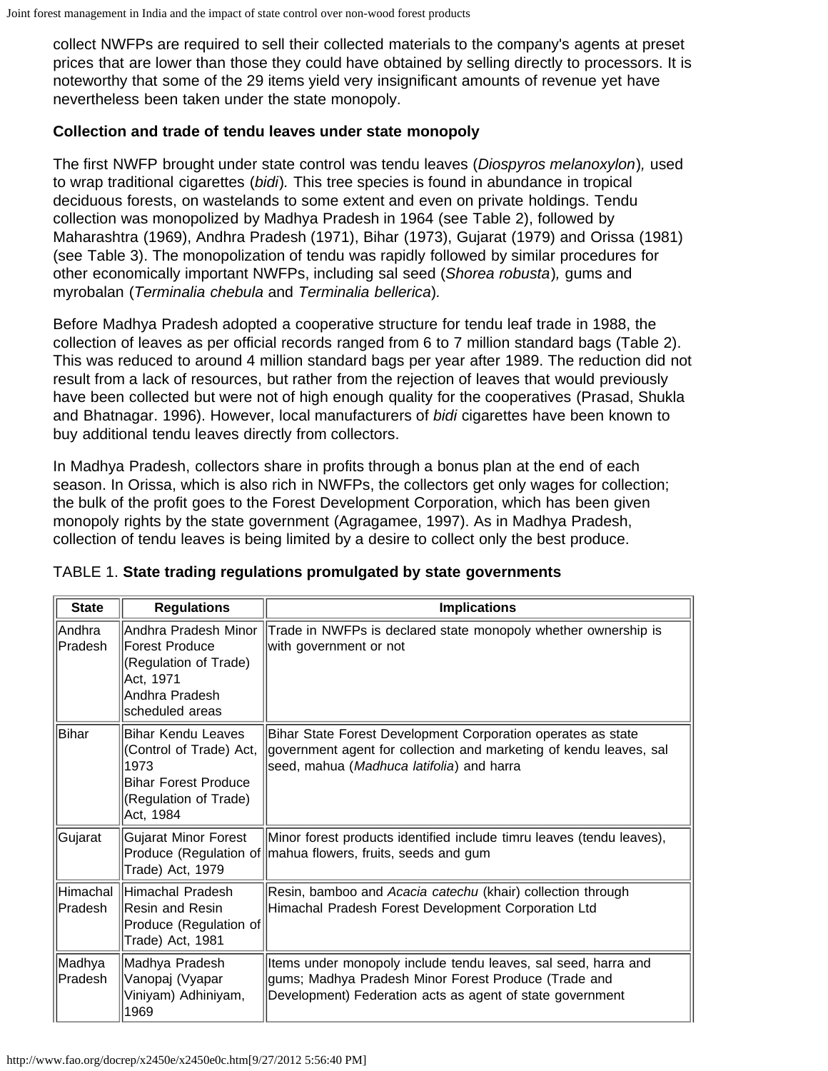collect NWFPs are required to sell their collected materials to the company's agents at preset prices that are lower than those they could have obtained by selling directly to processors. It is noteworthy that some of the 29 items yield very insignificant amounts of revenue yet have nevertheless been taken under the state monopoly.

**Collection and trade of tendu leaves under state monopoly**

The first NWFP brought under state control was tendu leaves (*Diospyros melanoxylon*), used to wrap traditional cigarettes (*bidi*). This tree species is found in abundance in tropical deciduous forests, on wastelands to some extent and even on private holdings. Tendu collection was monopolized by Madhya Pradesh in 1964 (see Table 2), followed by Maharashtra (1969), Andhra Pradesh (1971), Bihar (1973), Gujarat (1979) and Orissa (1981) (see Table 3). The monopolization of tendu was rapidly followed by similar procedures for other economically important NWFPs, including sal seed (*Shorea robusta*), gums and myrobalan (*Terminalia chebula* and *Terminalia bellerica*).

Before Madhya Pradesh adopted a cooperative structure for tendu leaf trade in 1988, the collection of leaves as per official records ranged from 6 to 7 million standard bags (Table 2). This was reduced to around 4 million standard bags per year after 1989. The reduction did not result from a lack of resources, but rather from the rejection of leaves that would previously have been collected but were not of high enough quality for the cooperatives (Prasad, Shukla and Bhatnagar. 1996). However, local manufacturers of *bidi* cigarettes have been known to buy additional tendu leaves directly from collectors.

In Madhya Pradesh, collectors share in profits through a bonus plan at the end of each season. In Orissa, which is also rich in NWFPs, the collectors get only wages for collection; the bulk of the profit goes to the Forest Development Corporation, which has been given monopoly rights by the state government (Agragamee, 1997). As in Madhya Pradesh, collection of tendu leaves is being limited by a desire to collect only the best produce.

TABLE 1. **State trading regulations promulgated by state governments**

| State | Regulations | Implications |
|---|---|---|
| Andhra Pradesh | Andhra Pradesh Minor Forest Produce (Regulation of Trade) Act, 1971<br>Andhra Pradesh scheduled areas | Trade in NWFPs is declared state monopoly whether ownership is with government or not |
| Bihar | Bihar Kendu Leaves (Control of Trade) Act, 1973<br>Bihar Forest Produce (Regulation of Trade) Act, 1984 | Bihar State Forest Development Corporation operates as state government agent for collection and marketing of kendu leaves, sal seed, mahua (*Madhuca latifolia*) and harra |
| Gujarat | Gujarat Minor Forest Produce (Regulation of Trade) Act, 1979 | Minor forest products identified include timru leaves (tendu leaves), mahua flowers, fruits, seeds and gum |
| Himachal Pradesh | Himachal Pradesh Resin and Resin Produce (Regulation of Trade) Act, 1981 | Resin, bamboo and *Acacia catechu* (khair) collection through Himachal Pradesh Forest Development Corporation Ltd |
| Madhya Pradesh | Madhya Pradesh Vanopaj (Vyapar Viniyam) Adhiniyam, 1969 | Items under monopoly include tendu leaves, sal seed, harra and gums; Madhya Pradesh Minor Forest Produce (Trade and Development) Federation acts as agent of state government |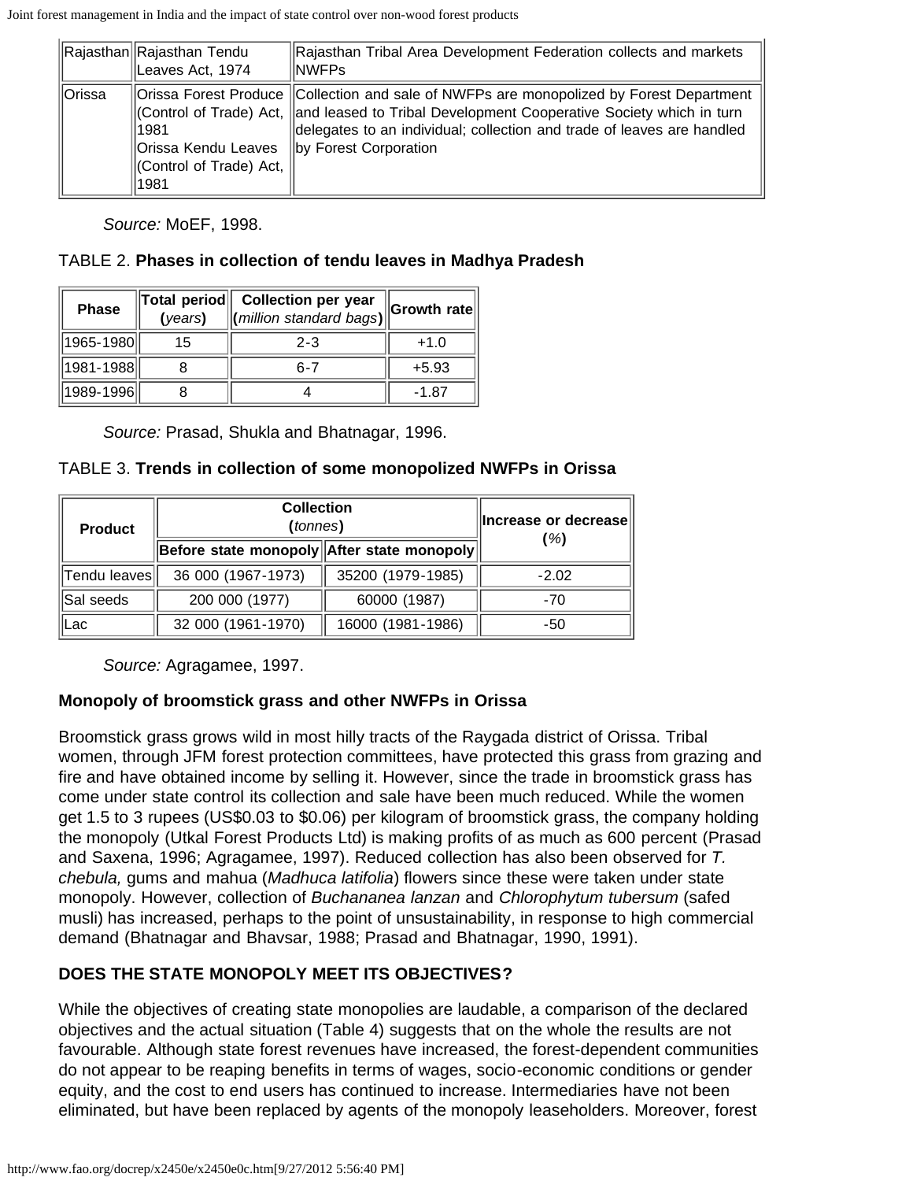| | | |
|---|---|---|
| Rajasthan | Rajasthan Tendu Leaves Act, 1974 | Rajasthan Tribal Area Development Federation collects and markets NWFPs |
| Orissa | Orissa Forest Produce (Control of Trade) Act, 1981<br>Orissa Kendu Leaves (Control of Trade) Act, 1981 | Collection and sale of NWFPs are monopolized by Forest Department and leased to Tribal Development Cooperative Society which in turn delegates to an individual; collection and trade of leaves are handled by Forest Corporation |

*Source:* MoEF, 1998.

TABLE 2. **Phases in collection of tendu leaves in Madhya Pradesh**

| Phase | Total period (*years*) | Collection per year (*million standard bags*) | Growth rate |
|---|---|---|---|
| 1965-1980 | 15 | 2-3 | +1.0 |
| 1981-1988 | 8 | 6-7 | +5.93 |
| 1989-1996 | 8 | 4 | -1.87 |

*Source:* Prasad, Shukla and Bhatnagar, 1996.

TABLE 3. **Trends in collection of some monopolized NWFPs in Orissa**

| Product | Collection (*tonnes*) | | Increase or decrease (*%*) |
|---|---|---|---|
| | Before state monopoly | After state monopoly | |
| Tendu leaves | 36 000 (1967-1973) | 35200 (1979-1985) | -2.02 |
| Sal seeds | 200 000 (1977) | 60000 (1987) | -70 |
| Lac | 32 000 (1961-1970) | 16000 (1981-1986) | -50 |

*Source:* Agragamee, 1997.

### Monopoly of broomstick grass and other NWFPs in Orissa

Broomstick grass grows wild in most hilly tracts of the Raygada district of Orissa. Tribal women, through JFM forest protection committees, have protected this grass from grazing and fire and have obtained income by selling it. However, since the trade in broomstick grass has come under state control its collection and sale have been much reduced. While the women get 1.5 to 3 rupees (US$0.03 to $0.06) per kilogram of broomstick grass, the company holding the monopoly (Utkal Forest Products Ltd) is making profits of as much as 600 percent (Prasad and Saxena, 1996; Agragamee, 1997). Reduced collection has also been observed for *T. chebula,* gums and mahua (*Madhuca latifolia*) flowers since these were taken under state monopoly. However, collection of *Buchananea lanzan* and *Chlorophytum tubersum* (safed musli) has increased, perhaps to the point of unsustainability, in response to high commercial demand (Bhatnagar and Bhavsar, 1988; Prasad and Bhatnagar, 1990, 1991).

## DOES THE STATE MONOPOLY MEET ITS OBJECTIVES?

While the objectives of creating state monopolies are laudable, a comparison of the declared objectives and the actual situation (Table 4) suggests that on the whole the results are not favourable. Although state forest revenues have increased, the forest-dependent communities do not appear to be reaping benefits in terms of wages, socio-economic conditions or gender equity, and the cost to end users has continued to increase. Intermediaries have not been eliminated, but have been replaced by agents of the monopoly leaseholders. Moreover, forest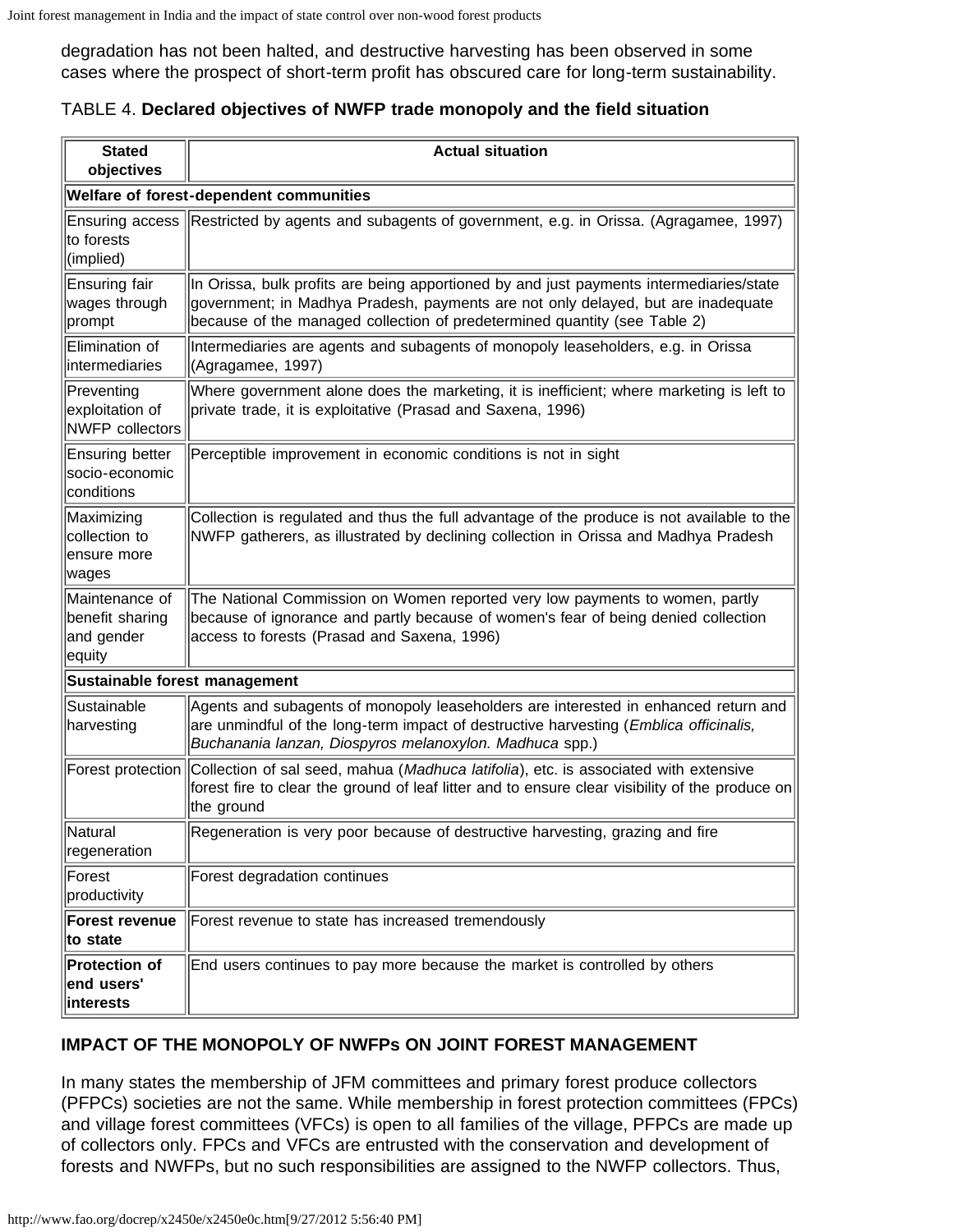degradation has not been halted, and destructive harvesting has been observed in some cases where the prospect of short-term profit has obscured care for long-term sustainability.

TABLE 4. **Declared objectives of NWFP trade monopoly and the field situation**

| Stated objectives | Actual situation |
|---|---|
| **Welfare of forest-dependent communities** | |
| Ensuring access to forests (implied) | Restricted by agents and subagents of government, e.g. in Orissa. (Agragamee, 1997) |
| Ensuring fair wages through prompt | In Orissa, bulk profits are being apportioned by and just payments intermediaries/state government; in Madhya Pradesh, payments are not only delayed, but are inadequate because of the managed collection of predetermined quantity (see Table 2) |
| Elimination of intermediaries | Intermediaries are agents and subagents of monopoly leaseholders, e.g. in Orissa (Agragamee, 1997) |
| Preventing exploitation of NWFP collectors | Where government alone does the marketing, it is inefficient; where marketing is left to private trade, it is exploitative (Prasad and Saxena, 1996) |
| Ensuring better socio-economic conditions | Perceptible improvement in economic conditions is not in sight |
| Maximizing collection to ensure more wages | Collection is regulated and thus the full advantage of the produce is not available to the NWFP gatherers, as illustrated by declining collection in Orissa and Madhya Pradesh |
| Maintenance of benefit sharing and gender equity | The National Commission on Women reported very low payments to women, partly because of ignorance and partly because of women's fear of being denied collection access to forests (Prasad and Saxena, 1996) |
| **Sustainable forest management** | |
| Sustainable harvesting | Agents and subagents of monopoly leaseholders are interested in enhanced return and are unmindful of the long-term impact of destructive harvesting (*Emblica officinalis, Buchanania lanzan, Diospyros melanoxylon. Madhuca* spp.) |
| Forest protection | Collection of sal seed, mahua (*Madhuca latifolia*), etc. is associated with extensive forest fire to clear the ground of leaf litter and to ensure clear visibility of the produce on the ground |
| Natural regeneration | Regeneration is very poor because of destructive harvesting, grazing and fire |
| Forest productivity | Forest degradation continues |
| **Forest revenue to state** | Forest revenue to state has increased tremendously |
| **Protection of end users' interests** | End users continues to pay more because the market is controlled by others |

## IMPACT OF THE MONOPOLY OF NWFPs ON JOINT FOREST MANAGEMENT

In many states the membership of JFM committees and primary forest produce collectors (PFPCs) societies are not the same. While membership in forest protection committees (FPCs) and village forest committees (VFCs) is open to all families of the village, PFPCs are made up of collectors only. FPCs and VFCs are entrusted with the conservation and development of forests and NWFPs, but no such responsibilities are assigned to the NWFP collectors. Thus,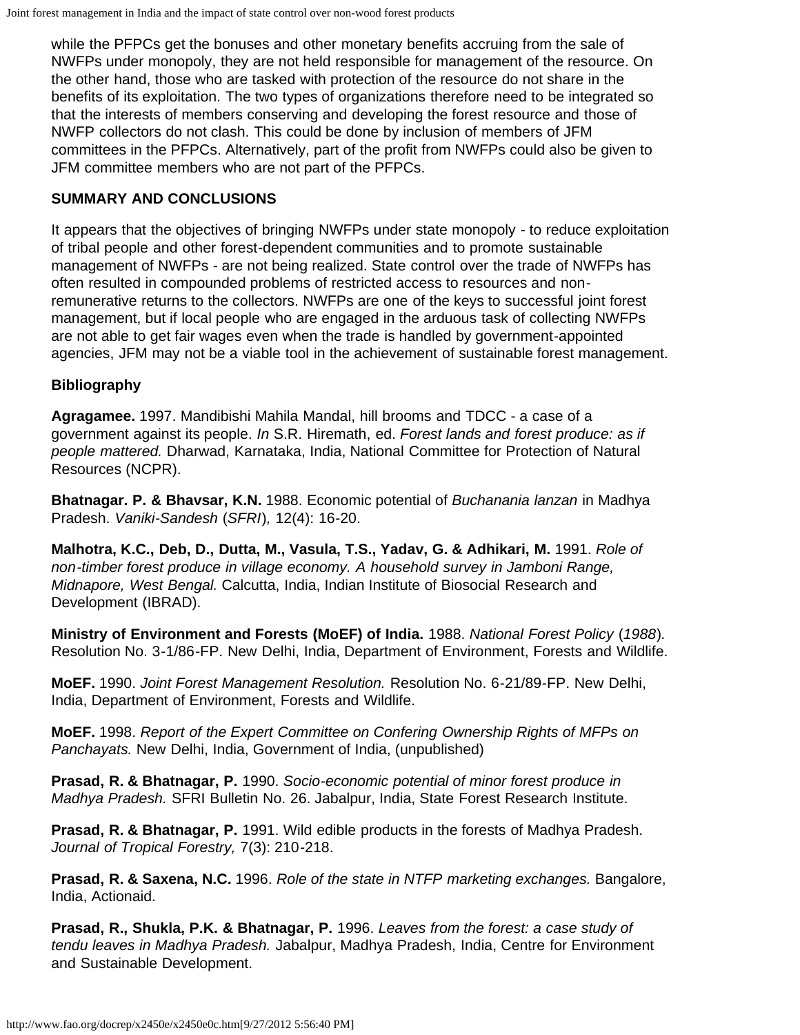while the PFPCs get the bonuses and other monetary benefits accruing from the sale of NWFPs under monopoly, they are not held responsible for management of the resource. On the other hand, those who are tasked with protection of the resource do not share in the benefits of its exploitation. The two types of organizations therefore need to be integrated so that the interests of members conserving and developing the forest resource and those of NWFP collectors do not clash. This could be done by inclusion of members of JFM committees in the PFPCs. Alternatively, part of the profit from NWFPs could also be given to JFM committee members who are not part of the PFPCs.

## SUMMARY AND CONCLUSIONS

It appears that the objectives of bringing NWFPs under state monopoly - to reduce exploitation of tribal people and other forest-dependent communities and to promote sustainable management of NWFPs - are not being realized. State control over the trade of NWFPs has often resulted in compounded problems of restricted access to resources and non-remunerative returns to the collectors. NWFPs are one of the keys to successful joint forest management, but if local people who are engaged in the arduous task of collecting NWFPs are not able to get fair wages even when the trade is handled by government-appointed agencies, JFM may not be a viable tool in the achievement of sustainable forest management.

### Bibliography

**Agragamee.** 1997. Mandibishi Mahila Mandal, hill brooms and TDCC - a case of a government against its people. *In* S.R. Hiremath, ed. *Forest lands and forest produce: as if people mattered.* Dharwad, Karnataka, India, National Committee for Protection of Natural Resources (NCPR).

**Bhatnagar. P. & Bhavsar, K.N.** 1988. Economic potential of *Buchanania lanzan* in Madhya Pradesh. *Vaniki-Sandesh* (*SFRI*), 12(4): 16-20.

**Malhotra, K.C., Deb, D., Dutta, M., Vasula, T.S., Yadav, G. & Adhikari, M.** 1991. *Role of non-timber forest produce in village economy. A household survey in Jamboni Range, Midnapore, West Bengal.* Calcutta, India, Indian Institute of Biosocial Research and Development (IBRAD).

**Ministry of Environment and Forests (MoEF) of India.** 1988. *National Forest Policy* (*1988*). Resolution No. 3-1/86-FP. New Delhi, India, Department of Environment, Forests and Wildlife.

**MoEF.** 1990. *Joint Forest Management Resolution.* Resolution No. 6-21/89-FP. New Delhi, India, Department of Environment, Forests and Wildlife.

**MoEF.** 1998. *Report of the Expert Committee on Confering Ownership Rights of MFPs on Panchayats.* New Delhi, India, Government of India, (unpublished)

**Prasad, R. & Bhatnagar, P.** 1990. *Socio-economic potential of minor forest produce in Madhya Pradesh.* SFRI Bulletin No. 26. Jabalpur, India, State Forest Research Institute.

**Prasad, R. & Bhatnagar, P.** 1991. Wild edible products in the forests of Madhya Pradesh. *Journal of Tropical Forestry,* 7(3): 210-218.

**Prasad, R. & Saxena, N.C.** 1996. *Role of the state in NTFP marketing exchanges.* Bangalore, India, Actionaid.

**Prasad, R., Shukla, P.K. & Bhatnagar, P.** 1996. *Leaves from the forest: a case study of tendu leaves in Madhya Pradesh.* Jabalpur, Madhya Pradesh, India, Centre for Environment and Sustainable Development.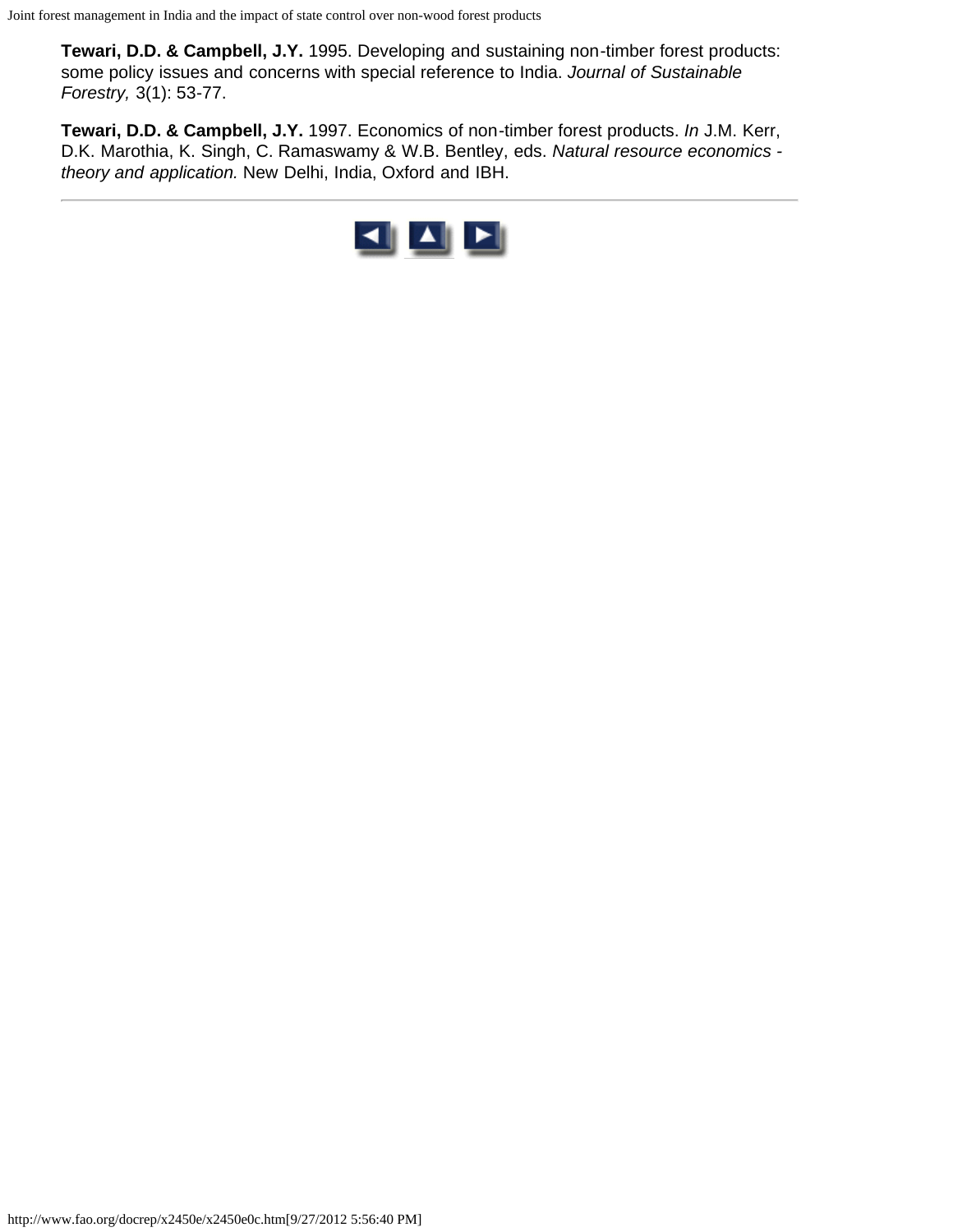**Tewari, D.D. & Campbell, J.Y.** 1995. Developing and sustaining non-timber forest products: some policy issues and concerns with special reference to India. *Journal of Sustainable Forestry,* 3(1): 53-77.

**Tewari, D.D. & Campbell, J.Y.** 1997. Economics of non-timber forest products. *In* J.M. Kerr, D.K. Marothia, K. Singh, C. Ramaswamy & W.B. Bentley, eds. *Natural resource economics - theory and application.* New Delhi, India, Oxford and IBH.

---